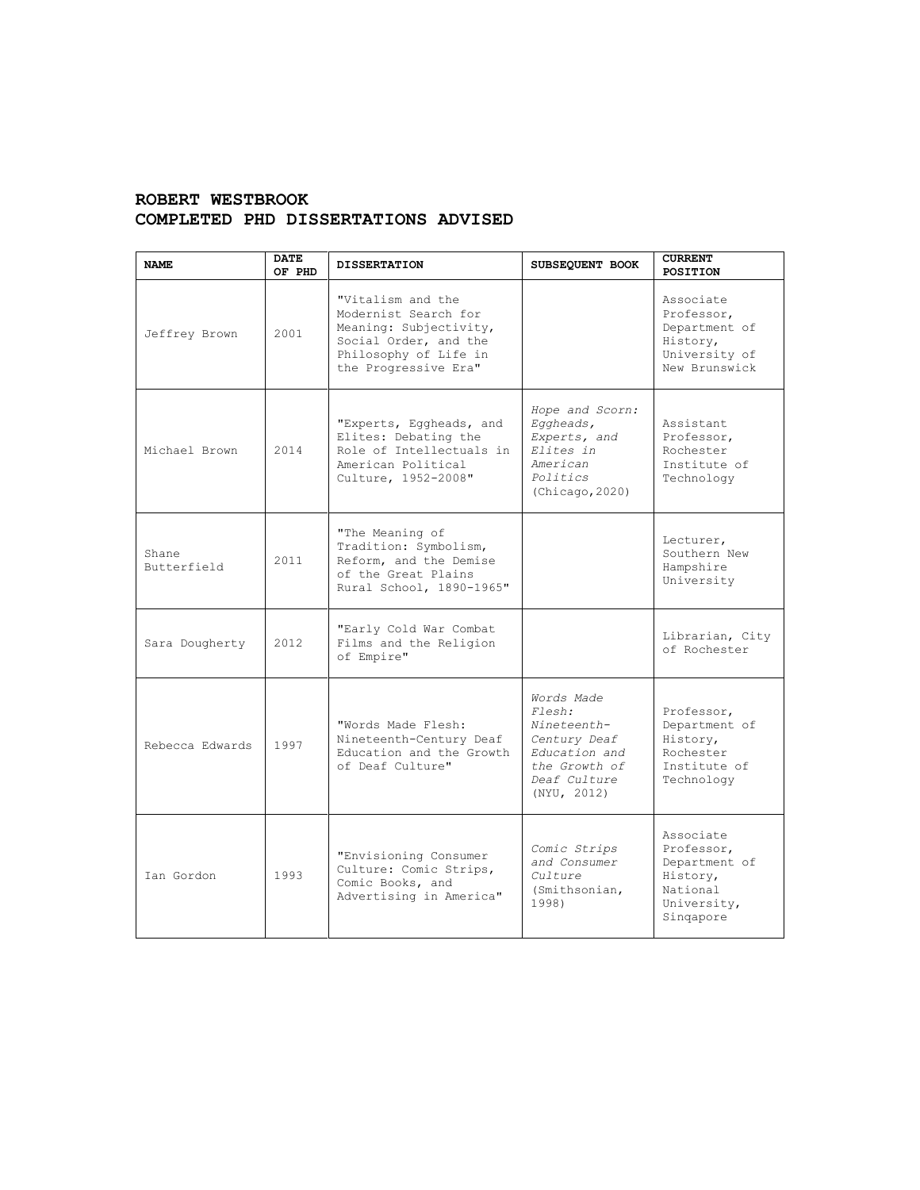# ROBERT WESTBROOK
# COMPLETED PHD DISSERTATIONS ADVISED

| NAME | DATE OF PHD | DISSERTATION | SUBSEQUENT BOOK | CURRENT POSITION |
|---|---|---|---|---|
| Jeffrey Brown | 2001 | "Vitalism and the Modernist Search for Meaning: Subjectivity, Social Order, and the Philosophy of Life in the Progressive Era" | | Associate Professor, Department of History, University of New Brunswick |
| Michael Brown | 2014 | "Experts, Eggheads, and Elites: Debating the Role of Intellectuals in American Political Culture, 1952-2008" | *Hope and Scorn: Eggheads, Experts, and Elites in American Politics* (Chicago, 2020) | Assistant Professor, Rochester Institute of Technology |
| Shane Butterfield | 2011 | "The Meaning of Tradition: Symbolism, Reform, and the Demise of the Great Plains Rural School, 1890-1965" | | Lecturer, Southern New Hampshire University |
| Sara Dougherty | 2012 | "Early Cold War Combat Films and the Religion of Empire" | | Librarian, City of Rochester |
| Rebecca Edwards | 1997 | "Words Made Flesh: Nineteenth-Century Deaf Education and the Growth of Deaf Culture" | *Words Made Flesh: Nineteenth-Century Deaf Education and the Growth of Deaf Culture* (NYU, 2012) | Professor, Department of History, Rochester Institute of Technology |
| Ian Gordon | 1993 | "Envisioning Consumer Culture: Comic Strips, Comic Books, and Advertising in America" | *Comic Strips and Consumer Culture* (Smithsonian, 1998) | Associate Professor, Department of History, National University, Singapore |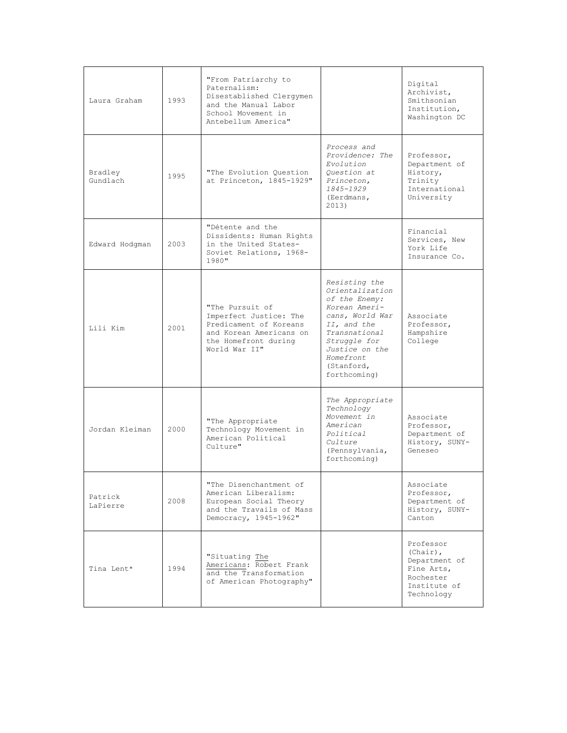| | | | | |
|---|---|---|---|---|
| Laura Graham | 1993 | "From Patriarchy to Paternalism: Disestablished Clergymen and the Manual Labor School Movement in Antebellum America" | | Digital Archivist, Smithsonian Institution, Washington DC |
| Bradley Gundlach | 1995 | "The Evolution Question at Princeton, 1845-1929" | *Process and Providence: The Evolution Question at Princeton, 1845-1929* (Eerdmans, 2013) | Professor, Department of History, Trinity International University |
| Edward Hodgman | 2003 | "Détente and the Dissidents: Human Rights in the United States-Soviet Relations, 1968-1980" | | Financial Services, New York Life Insurance Co. |
| Lili Kim | 2001 | "The Pursuit of Imperfect Justice: The Predicament of Koreans and Korean Americans on the Homefront during World War II" | *Resisting the Orientalization of the Enemy: Korean Ameri-cans, World War II, and the Transnational Struggle for Justice on the Homefront* (Stanford, forthcoming) | Associate Professor, Hampshire College |
| Jordan Kleiman | 2000 | "The Appropriate Technology Movement in American Political Culture" | *The Appropriate Technology Movement in American Political Culture* (Pennsylvania, forthcoming) | Associate Professor, Department of History, SUNY-Geneseo |
| Patrick LaPierre | 2008 | "The Disenchantment of American Liberalism: European Social Theory and the Travails of Mass Democracy, 1945-1962" | | Associate Professor, Department of History, SUNY-Canton |
| Tina Lent* | 1994 | "Situating The Americans: Robert Frank and the Transformation of American Photography" | | Professor (Chair), Department of Fine Arts, Rochester Institute of Technology |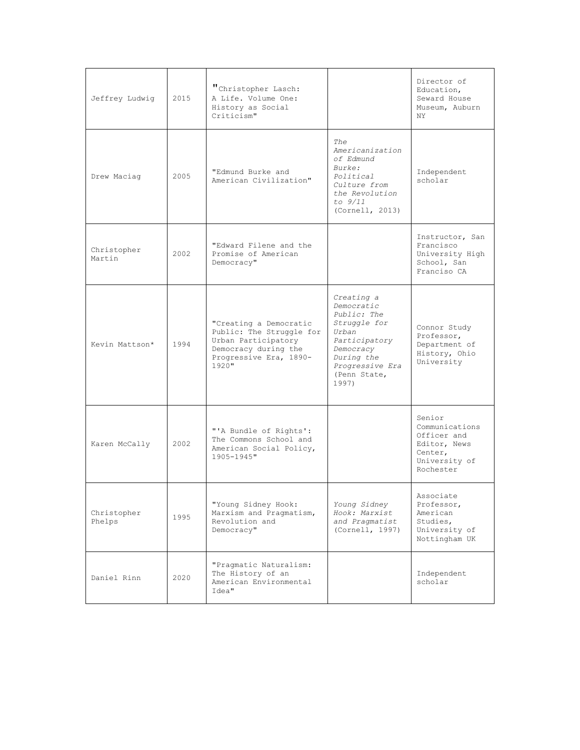| Jeffrey Ludwig | 2015 | "Christopher Lasch: A Life. Volume One: History as Social Criticism" | | Director of Education, Seward House Museum, Auburn NY |
|---|---|---|---|---|
| Drew Maciag | 2005 | "Edmund Burke and American Civilization" | *The Americanization of Edmund Burke: Political Culture from the Revolution to 9/11* (Cornell, 2013) | Independent scholar |
| Christopher Martin | 2002 | "Edward Filene and the Promise of American Democracy" | | Instructor, San Francisco University High School, San Franciso CA |
| Kevin Mattson* | 1994 | "Creating a Democratic Public: The Struggle for Urban Participatory Democracy during the Progressive Era, 1890-1920" | *Creating a Democratic Public: The Struggle for Urban Participatory Democracy During the Progressive Era* (Penn State, 1997) | Connor Study Professor, Department of History, Ohio University |
| Karen McCally | 2002 | "'A Bundle of Rights': The Commons School and American Social Policy, 1905-1945" | | Senior Communications Officer and Editor, News Center, University of Rochester |
| Christopher Phelps | 1995 | "Young Sidney Hook: Marxism and Pragmatism, Revolution and Democracy" | *Young Sidney Hook: Marxist and Pragmatist* (Cornell, 1997) | Associate Professor, American Studies, University of Nottingham UK |
| Daniel Rinn | 2020 | "Pragmatic Naturalism: The History of an American Environmental Idea" | | Independent scholar |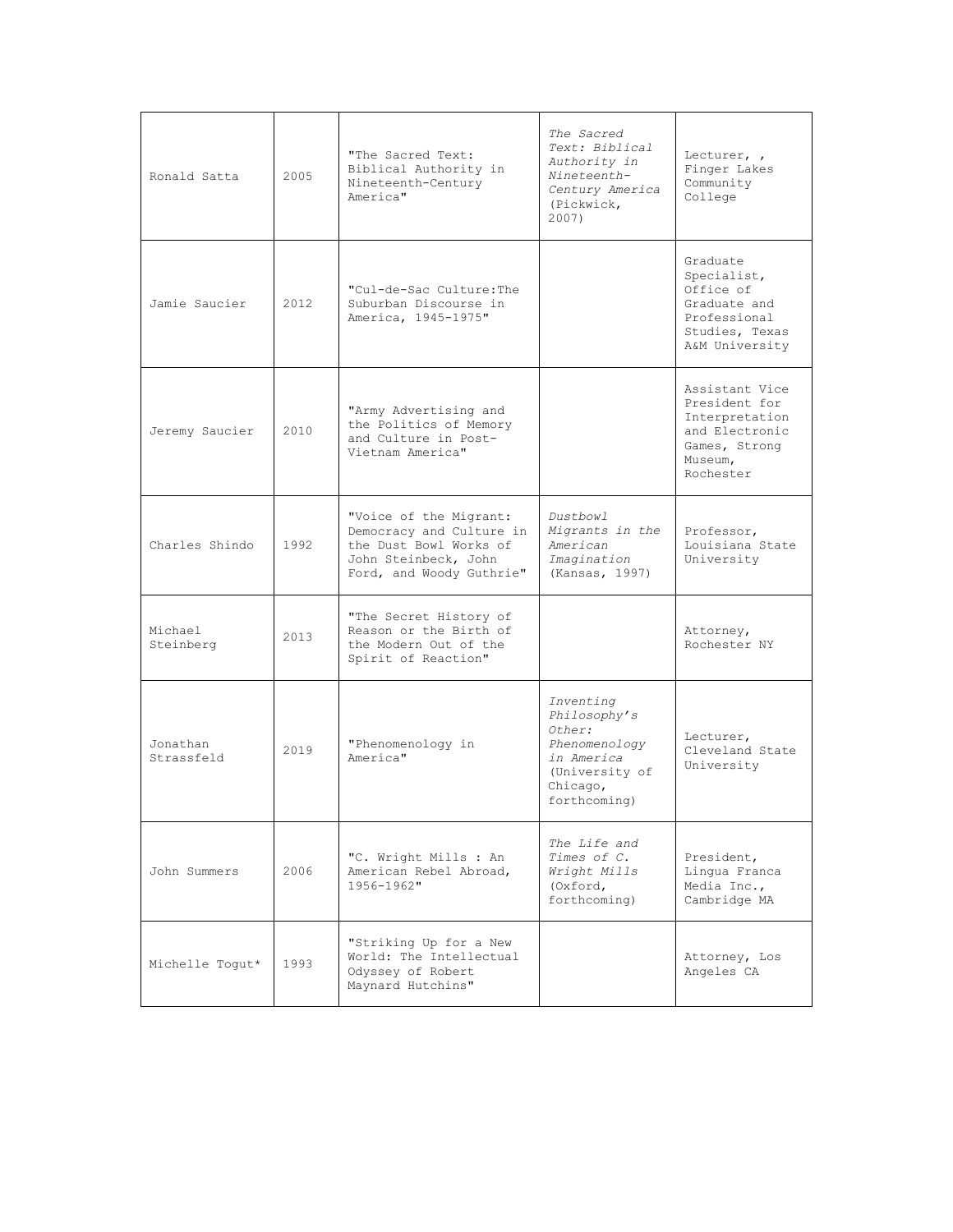| | | | | |
|---|---|---|---|---|
| Ronald Satta | 2005 | "The Sacred Text: Biblical Authority in Nineteenth-Century America" | *The Sacred Text: Biblical Authority in Nineteenth-Century America* (Pickwick, 2007) | Lecturer, , Finger Lakes Community College |
| Jamie Saucier | 2012 | "Cul-de-Sac Culture:The Suburban Discourse in America, 1945-1975" | | Graduate Specialist, Office of Graduate and Professional Studies, Texas A&M University |
| Jeremy Saucier | 2010 | "Army Advertising and the Politics of Memory and Culture in Post-Vietnam America" | | Assistant Vice President for Interpretation and Electronic Games, Strong Museum, Rochester |
| Charles Shindo | 1992 | "Voice of the Migrant: Democracy and Culture in the Dust Bowl Works of John Steinbeck, John Ford, and Woody Guthrie" | *Dustbowl Migrants in the American Imagination* (Kansas, 1997) | Professor, Louisiana State University |
| Michael Steinberg | 2013 | "The Secret History of Reason or the Birth of the Modern Out of the Spirit of Reaction" | | Attorney, Rochester NY |
| Jonathan Strassfeld | 2019 | "Phenomenology in America" | *Inventing Philosophy's Other: Phenomenology in America* (University of Chicago, forthcoming) | Lecturer, Cleveland State University |
| John Summers | 2006 | "C. Wright Mills : An American Rebel Abroad, 1956-1962" | *The Life and Times of C. Wright Mills* (Oxford, forthcoming) | President, Lingua Franca Media Inc., Cambridge MA |
| Michelle Togut* | 1993 | "Striking Up for a New World: The Intellectual Odyssey of Robert Maynard Hutchins" | | Attorney, Los Angeles CA |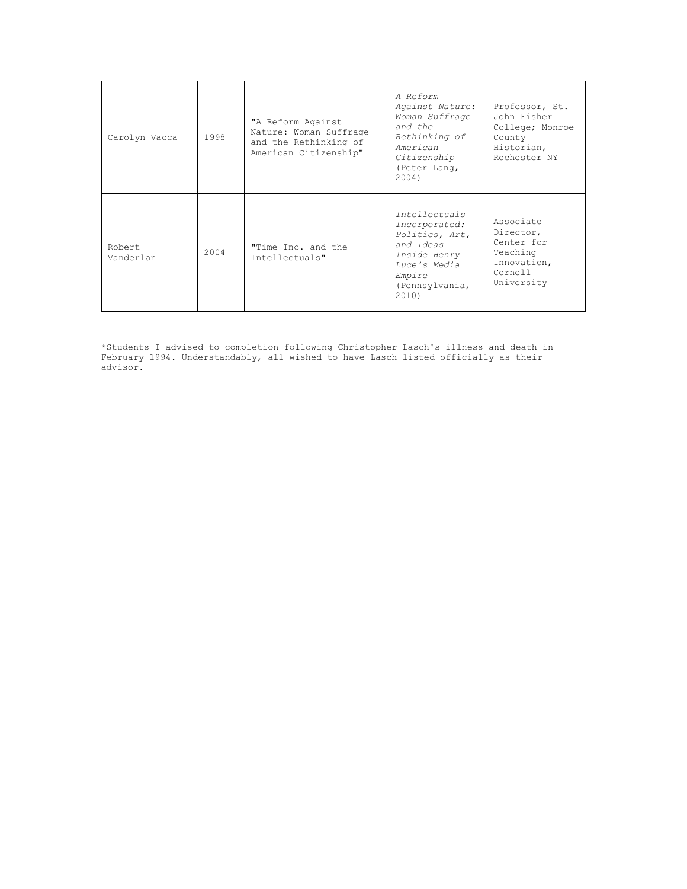| | | | | |
|---|---|---|---|---|
| Carolyn Vacca | 1998 | "A Reform Against Nature: Woman Suffrage and the Rethinking of American Citizenship" | *A Reform Against Nature: Woman Suffrage and the Rethinking of American Citizenship* (Peter Lang, 2004) | Professor, St. John Fisher College; Monroe County Historian, Rochester NY |
| Robert Vanderlan | 2004 | "Time Inc. and the Intellectuals" | *Intellectuals Incorporated: Politics, Art, and Ideas Inside Henry Luce's Media Empire* (Pennsylvania, 2010) | Associate Director, Center for Teaching Innovation, Cornell University |

*Students I advised to completion following Christopher Lasch's illness and death in February 1994. Understandably, all wished to have Lasch listed officially as their advisor.